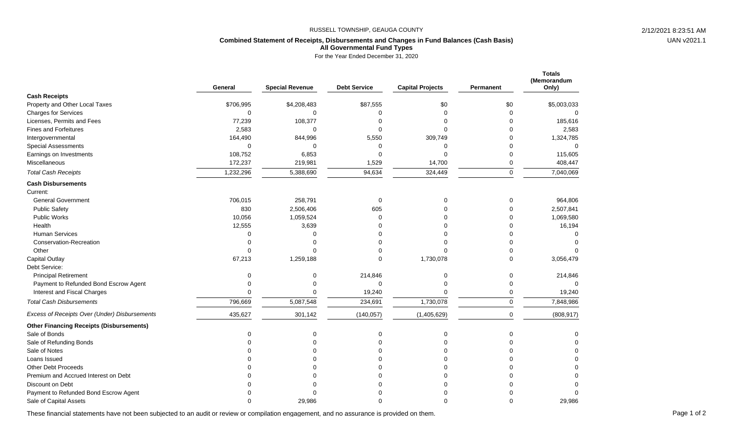# RUSSELL TOWNSHIP, GEAUGA COUNTY

## Combined Statement of Receipts, Disbursements and Changes in Fund Balances (Cash Basis)
### All Governmental Fund Types

For the Year Ended December 31, 2020

| | General | Special Revenue | Debt Service | Capital Projects | Permanent | Totals (Memorandum Only) |
|---|---|---|---|---|---|---|
| **Cash Receipts** | | | | | | |
| Property and Other Local Taxes | $706,995 | $4,208,483 | $87,555 | $0 | $0 | $5,003,033 |
| Charges for Services | 0 | 0 | 0 | 0 | 0 | 0 |
| Licenses, Permits and Fees | 77,239 | 108,377 | 0 | 0 | 0 | 185,616 |
| Fines and Forfeitures | 2,583 | 0 | 0 | 0 | 0 | 2,583 |
| Intergovernmental | 164,490 | 844,996 | 5,550 | 309,749 | 0 | 1,324,785 |
| Special Assessments | 0 | 0 | 0 | 0 | 0 | 0 |
| Earnings on Investments | 108,752 | 6,853 | 0 | 0 | 0 | 115,605 |
| Miscellaneous | 172,237 | 219,981 | 1,529 | 14,700 | 0 | 408,447 |
| *Total Cash Receipts* | 1,232,296 | 5,388,690 | 94,634 | 324,449 | 0 | 7,040,069 |
| **Cash Disbursements** | | | | | | |
| Current: | | | | | | |
| General Government | 706,015 | 258,791 | 0 | 0 | 0 | 964,806 |
| Public Safety | 830 | 2,506,406 | 605 | 0 | 0 | 2,507,841 |
| Public Works | 10,056 | 1,059,524 | 0 | 0 | 0 | 1,069,580 |
| Health | 12,555 | 3,639 | 0 | 0 | 0 | 16,194 |
| Human Services | 0 | 0 | 0 | 0 | 0 | 0 |
| Conservation-Recreation | 0 | 0 | 0 | 0 | 0 | 0 |
| Other | 0 | 0 | 0 | 0 | 0 | 0 |
| Capital Outlay | 67,213 | 1,259,188 | 0 | 1,730,078 | 0 | 3,056,479 |
| Debt Service: | | | | | | |
| Principal Retirement | 0 | 0 | 214,846 | 0 | 0 | 214,846 |
| Payment to Refunded Bond Escrow Agent | 0 | 0 | 0 | 0 | 0 | 0 |
| Interest and Fiscal Charges | 0 | 0 | 19,240 | 0 | 0 | 19,240 |
| *Total Cash Disbursements* | 796,669 | 5,087,548 | 234,691 | 1,730,078 | 0 | 7,848,986 |
| *Excess of Receipts Over (Under) Disbursements* | 435,627 | 301,142 | (140,057) | (1,405,629) | 0 | (808,917) |
| **Other Financing Receipts (Disbursements)** | | | | | | |
| Sale of Bonds | 0 | 0 | 0 | 0 | 0 | 0 |
| Sale of Refunding Bonds | 0 | 0 | 0 | 0 | 0 | 0 |
| Sale of Notes | 0 | 0 | 0 | 0 | 0 | 0 |
| Loans Issued | 0 | 0 | 0 | 0 | 0 | 0 |
| Other Debt Proceeds | 0 | 0 | 0 | 0 | 0 | 0 |
| Premium and Accrued Interest on Debt | 0 | 0 | 0 | 0 | 0 | 0 |
| Discount on Debt | 0 | 0 | 0 | 0 | 0 | 0 |
| Payment to Refunded Bond Escrow Agent | 0 | 0 | 0 | 0 | 0 | 0 |
| Sale of Capital Assets | 0 | 29,986 | 0 | 0 | 0 | 29,986 |

These financial statements have not been subjected to an audit or review or compilation engagement, and no assurance is provided on them.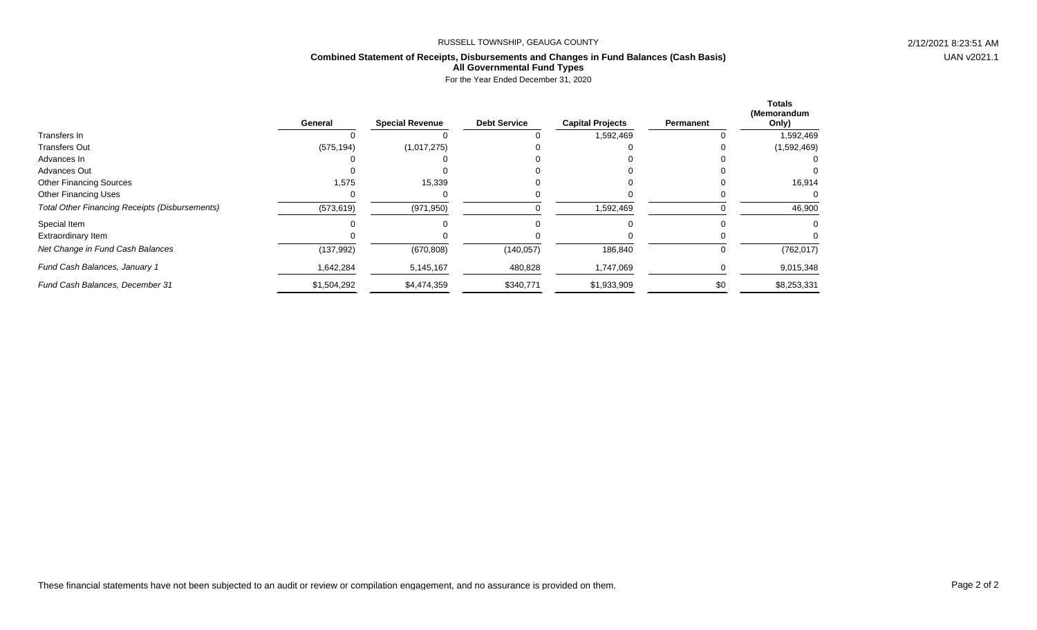RUSSELL TOWNSHIP, GEAUGA COUNTY

**Combined Statement of Receipts, Disbursements and Changes in Fund Balances (Cash Basis)**
**All Governmental Fund Types**
For the Year Ended December 31, 2020

2/12/2021 8:23:51 AM
UAN v2021.1

| | General | Special Revenue | Debt Service | Capital Projects | Permanent | Totals (Memorandum Only) |
|---|---|---|---|---|---|---|
| Transfers In | 0 | 0 | 0 | 1,592,469 | 0 | 1,592,469 |
| Transfers Out | (575,194) | (1,017,275) | 0 | 0 | 0 | (1,592,469) |
| Advances In | 0 | 0 | 0 | 0 | 0 | 0 |
| Advances Out | 0 | 0 | 0 | 0 | 0 | 0 |
| Other Financing Sources | 1,575 | 15,339 | 0 | 0 | 0 | 16,914 |
| Other Financing Uses | 0 | 0 | 0 | 0 | 0 | 0 |
| *Total Other Financing Receipts (Disbursements)* | (573,619) | (971,950) | 0 | 1,592,469 | 0 | 46,900 |
| Special Item | 0 | 0 | 0 | 0 | 0 | 0 |
| Extraordinary Item | 0 | 0 | 0 | 0 | 0 | 0 |
| *Net Change in Fund Cash Balances* | (137,992) | (670,808) | (140,057) | 186,840 | 0 | (762,017) |
| *Fund Cash Balances, January 1* | 1,642,284 | 5,145,167 | 480,828 | 1,747,069 | 0 | 9,015,348 |
| *Fund Cash Balances, December 31* | $1,504,292 | $4,474,359 | $340,771 | $1,933,909 | $0 | $8,253,331 |

These financial statements have not been subjected to an audit or review or compilation engagement, and no assurance is provided on them.